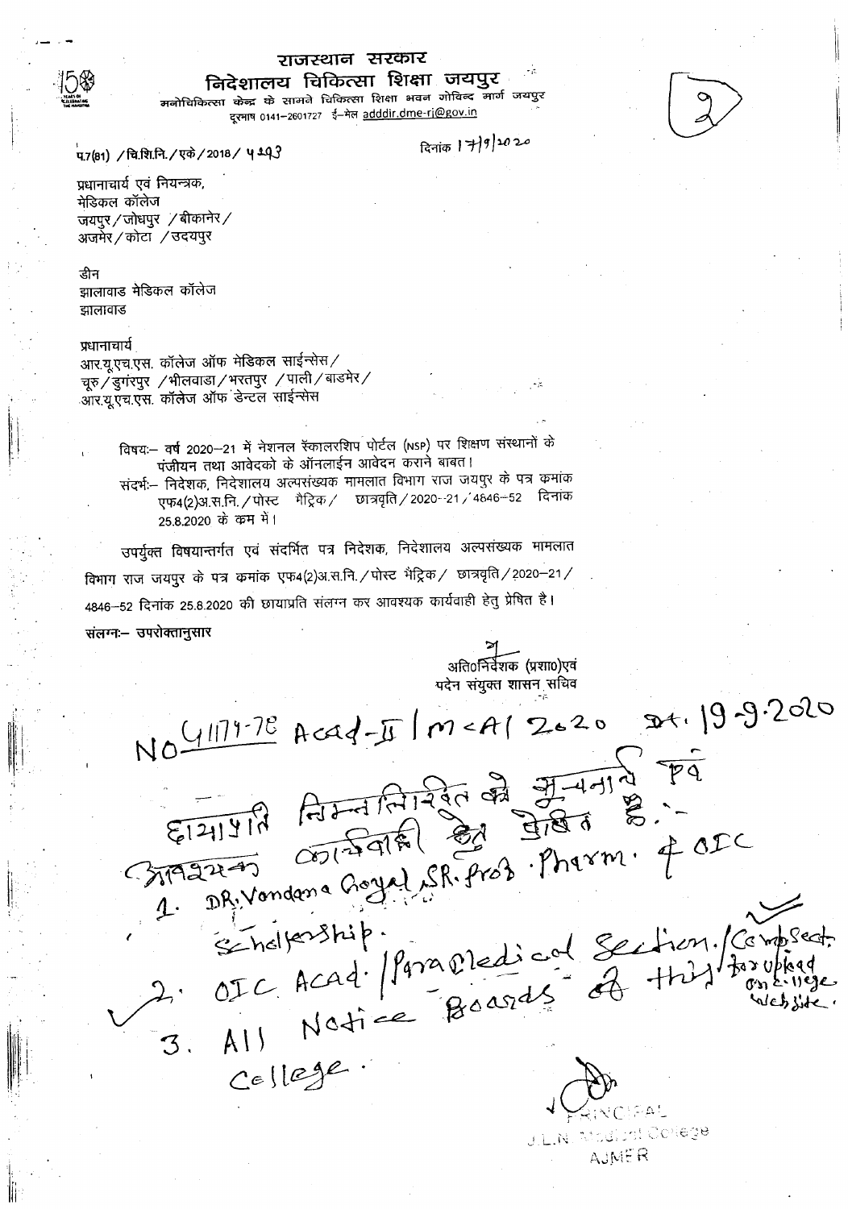# राजस्थान सरकार

## निदेशालय चिकित्सा शिक्षा जयपुर

मनोचिकित्सा केन्द्र के सामने चिकित्सा शिक्षा भवन गोविन्द मार्ग जयपुर
दूरभाष 0141-2601727 ई-मेल adddir.dme-rj@gov.in

(2)

प.7(81) /चि.शि.नि./एके/2018/ 4493

दिनांक 7/9/2020

प्रधानाचार्य एवं नियन्त्रक,
मेडिकल कॉलेज
जयपुर/जोधपुर /बीकानेर/
अजमेर/कोटा /उदयपुर

डीन
झालावाड मेडिकल कॉलेज
झालावाड

प्रधानाचार्य
आर.यू.एच.एस. कॉलेज ऑफ मेडिकल साईन्सेस/
चूरु/डुगंरपुर /भीलवाडा/भरतपुर /पाली/बाडमेर/
आर.यू.एच.एस. कॉलेज ऑफ डेन्टल साईन्सेस

विषयः— वर्ष 2020–21 में नेशनल स्कॅालरशिप पोर्टल (NSP) पर शिक्षण संस्थानों के पंजीयन तथा आवेदको के ऑनलाईन आवेदन कराने बाबत।

संदर्भः— निदेशक, निदेशालय अल्पसंख्यक मामलात विभाग राज जयपुर के पत्र कमांक एफ4(2)अ.स.नि./पोस्ट मैट्रिक/ छात्रवृति/2020–21/4846–52 दिनांक 25.8.2020 के कम में।

उपर्युक्त विषयान्तर्गत एवं संदर्भित पत्र निदेशक, निदेशालय अल्पसंख्यक मामलात विभाग राज जयपुर के पत्र कमांक एफ4(2)अ.स.नि./पोस्ट मैट्रिक/ छात्रवृति/2020–21/4846–52 दिनांक 25.8.2020 की छायाप्रति संलग्न कर आवश्यक कार्यवाही हेतु प्रेषित है।

संलग्नः— उपरोक्तानुसार

अति0निदेशक (प्रशा0)एवं
पदेन संयुक्त शासन सचिव

No 41174-78 Acad-II/MCA/2020 Dt. 19-9-2020

छायाप्रति निम्नलिखित को सूचनार्थ एवं आवश्यक कार्यवाही हेतु प्रेषित है:-

1. DR. Vandana Goyal, SR. Prof. Pharm. & OIC Scholarship.
2. OIC Acad./Paramedical Section./Comp. Sect. for upload on college website.
3. All Notice Boards of this College.

PRINCIPAL
J.L.N. Medical College
AJMER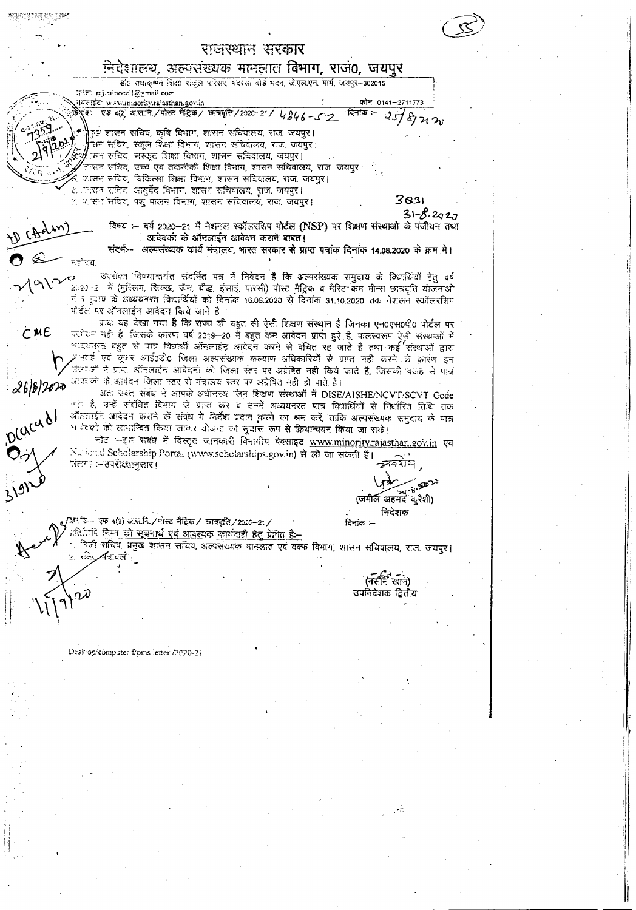# राजस्थान सरकार

## निदेशालय, अल्पसंख्यक मामलात विभाग, राज0, जयपुर

डॉ0 राधाकृष्णन शिक्षा संकुल परिसर, मदरसा बोर्ड भवन, जे.एल.एन. मार्ग, जयपुर–302015

ईमेल: raj.minocell@gmail.com

वेबसाईट: www.minority.rajasthan.gov.in

फोन: 0141–2711773

क्रमांक– एफ 4(2) अ.मा.वि./पोस्ट मैट्रिक / छात्रवृत्ति /2020–21 / 4846-52 दिनांक :– 25/8/2020

1. प्रमुख शासन सचिव, कृषि विभाग, शासन सचिवालय, राज. जयपुर।
2. शासन सचिव, स्कूल शिक्षा विभाग, शासन सचिवालय, राज. जयपुर।
3. शासन सचिव, संस्कृत शिक्षा विभाग, शासन सचिवालय, जयपुर।
4. शासन सचिव, उच्च एवं तकनीकी शिक्षा विभाग, शासन सचिवालय, राज. जयपुर।
5. शासन सचिव, चिकित्सा शिक्षा विभाग, शासन सचिवालय, राज. जयपुर।
6. शासन सचिव, आयुर्वेद विभाग, शासन सचिवालय, राज. जयपुर।
7. शासन सचिव, पशु पालन विभाग, शासन सचिवालय, राज. जयपुर।

विषय :– वर्ष 2020–21 में नेशनल स्कॉलरशिप पोर्टल (NSP) पर शिक्षण संस्थाओं के पंजीयन तथा आवेदकों के ऑनलाईन आवेदन कराने बाबत।

संदर्भ:– अल्पसंख्यक कार्य मंत्रालय, भारत सरकार से प्राप्त पत्रांक दिनांक 14.08.2020 के क्रम में।

महोदय,

उपरोक्त विषयान्तर्गत संदर्भित पत्र में निवेदन है कि अल्पसंख्यक समुदाय के विद्यार्थियों हेतु वर्ष 2020–21 में (मुस्लिम, सिक्ख, जैन, बौद्ध, ईसाई, पारसी) पोस्ट मैट्रिक व मैरिट कम मीन्स छात्रवृत्ति योजनाओं में राज्य के अध्ययनरत विद्यार्थियों को दिनांक 16.08.2020 से दिनांक 31.10.2020 तक नेशनल स्कॉलरशिप पोर्टल पर ऑनलाईन आवेदन किये जाने है।

प्रायः यह देखा गया है कि राज्य की बहुत सी ऐसी शिक्षण संस्थान है जिनका एन0एस0पी0 पोर्टल पर पंजीयन नहीं है, जिसके कारण वर्ष 2019–20 में बहुत कम आवेदन प्राप्त हुऐ है, फलस्वरूप ऐसी संस्थाओं में अध्ययनरत बहुत से पात्र विद्यार्थी ऑनलाईन आवेदन करने से वंचित रह जाते है तथा कई संस्थाओं द्वारा पासवर्ड एवं यूजर आई0डी0 जिला अल्पसंख्यक कल्याण अधिकारियों से प्राप्त नहीं करने के कारण इन संस्थाओं में प्राप्त ऑनलाईन आवेदनों को जिला स्तर पर अग्रेषित नहीं किये जाते है, जिसकी वजह से पात्र आवेदकों के आवेदन जिला स्तर से मंत्रालय स्तर पर अग्रेषित नहीं हो पाते है।

अतः उक्त संबंध में आपके अधीनस्थ जिन शिक्षण संस्थाओं में DISE/AISHE/NCVT/SCVT Code नहीं है, उन्हें संबंधित विभाग से प्राप्त कर व उनमें अध्ययनरत पात्र विद्यार्थियों से निर्धारित तिथि तक ऑनलाईन आवेदन कराने के संबंध में निर्देश प्रदान करने का श्रम करें, ताकि अल्पसंख्यक समुदाय के पात्र आवेदकों को लाभान्वित किया जाकर योजना को सुचारू रूप से क्रियान्वयन किया जा सके।

नोट :–इस संबंध में विस्तृत जानकारी विभागीय वेबसाइट www.minority.rajasthan.gov.in एवं National Scholarship Portal (www.scholarships.gov.in) से ली जा सकती है।

संलग्न :–उपरोक्तानुसार।

भवदीय,

(जमील अहमद कुरैशी)
निदेशक

क्रमांक– एफ 4(2) अ.मा.वि./पोस्ट मैट्रिक / छात्रवृत्ति /2020–21 / दिनांक :–

प्रतिलिपि निम्न को सूचनार्थ एवं आवश्यक कार्यवाही हेतु प्रेषित है:–

1. निजी सचिव, प्रमुख शासन सचिव, अल्पसंख्यक मामलात एवं वक्फ विभाग, शासन सचिवालय, राज. जयपुर।
2. रक्षित पत्रावली।

(नरसिंह खान)
उपनिदेशक द्वितीय

Desktop/computer f/pms letter /2020-21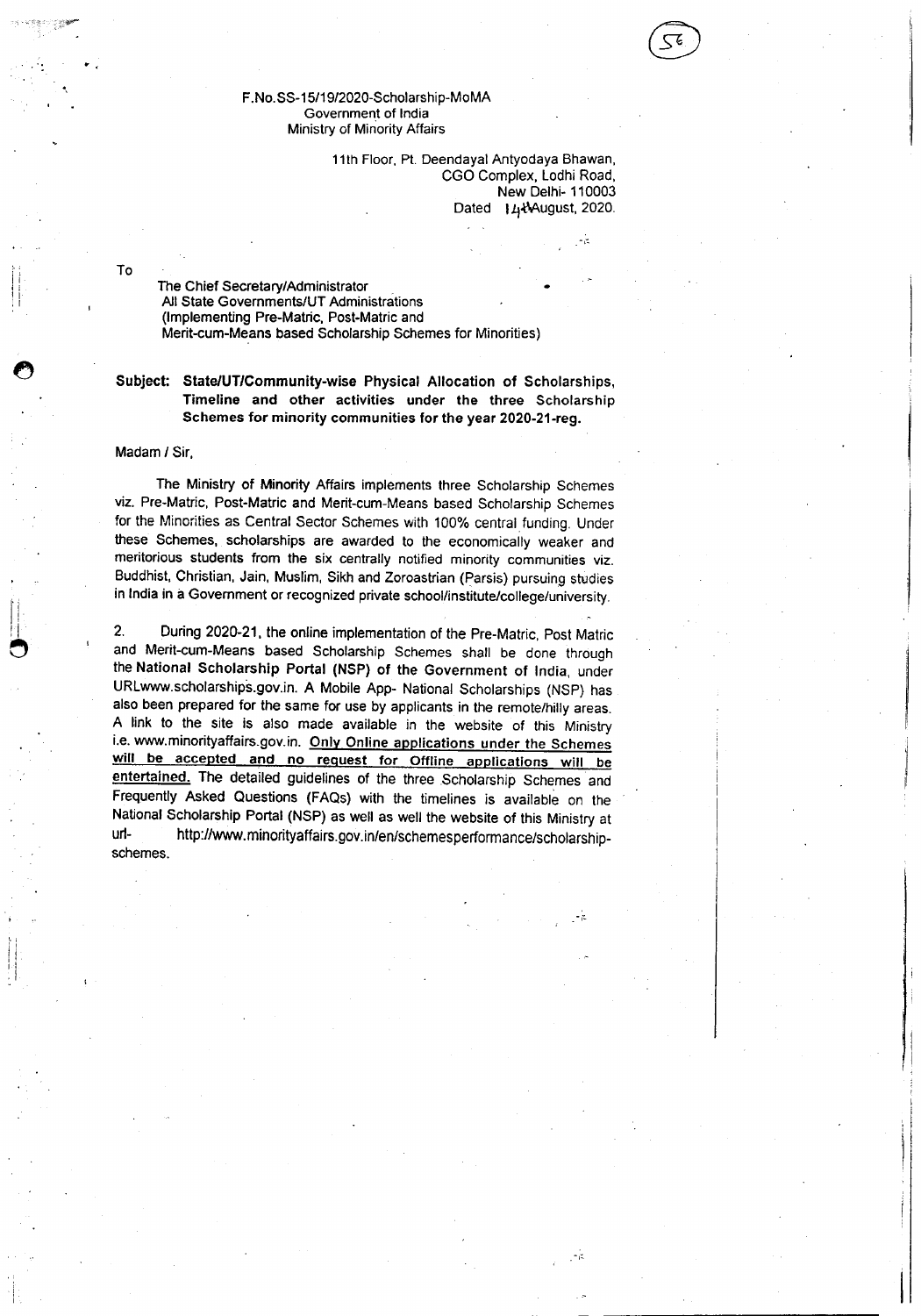F.No.SS-15/19/2020-Scholarship-MoMA
Government of India
Ministry of Minority Affairs

11th Floor, Pt. Deendayal Antyodaya Bhawan,
CGO Complex, Lodhi Road,
New Delhi- 110003
Dated 14th August, 2020.

To

The Chief Secretary/Administrator
All State Governments/UT Administrations
(Implementing Pre-Matric, Post-Matric and
Merit-cum-Means based Scholarship Schemes for Minorities)

**Subject: State/UT/Community-wise Physical Allocation of Scholarships, Timeline and other activities under the three Scholarship Schemes for minority communities for the year 2020-21-reg.**

Madam / Sir,

The Ministry of Minority Affairs implements three Scholarship Schemes viz. Pre-Matric, Post-Matric and Merit-cum-Means based Scholarship Schemes for the Minorities as Central Sector Schemes with 100% central funding. Under these Schemes, scholarships are awarded to the economically weaker and meritorious students from the six centrally notified minority communities viz. Buddhist, Christian, Jain, Muslim, Sikh and Zoroastrian (Parsis) pursuing studies in India in a Government or recognized private school/institute/college/university.

2. During 2020-21, the online implementation of the Pre-Matric, Post Matric and Merit-cum-Means based Scholarship Schemes shall be done through the **National Scholarship Portal (NSP) of the Government of India**, under URLwww.scholarships.gov.in. A Mobile App- National Scholarships (NSP) has also been prepared for the same for use by applicants in the remote/hilly areas. A link to the site is also made available in the website of this Ministry i.e. www.minorityaffairs.gov.in. **Only Online applications under the Schemes will be accepted and no request for Offline applications will be entertained.** The detailed guidelines of the three Scholarship Schemes and Frequently Asked Questions (FAQs) with the timelines is available on the National Scholarship Portal (NSP) as well as well the website of this Ministry at url- http://www.minorityaffairs.gov.in/en/schemesperformance/scholarship-schemes.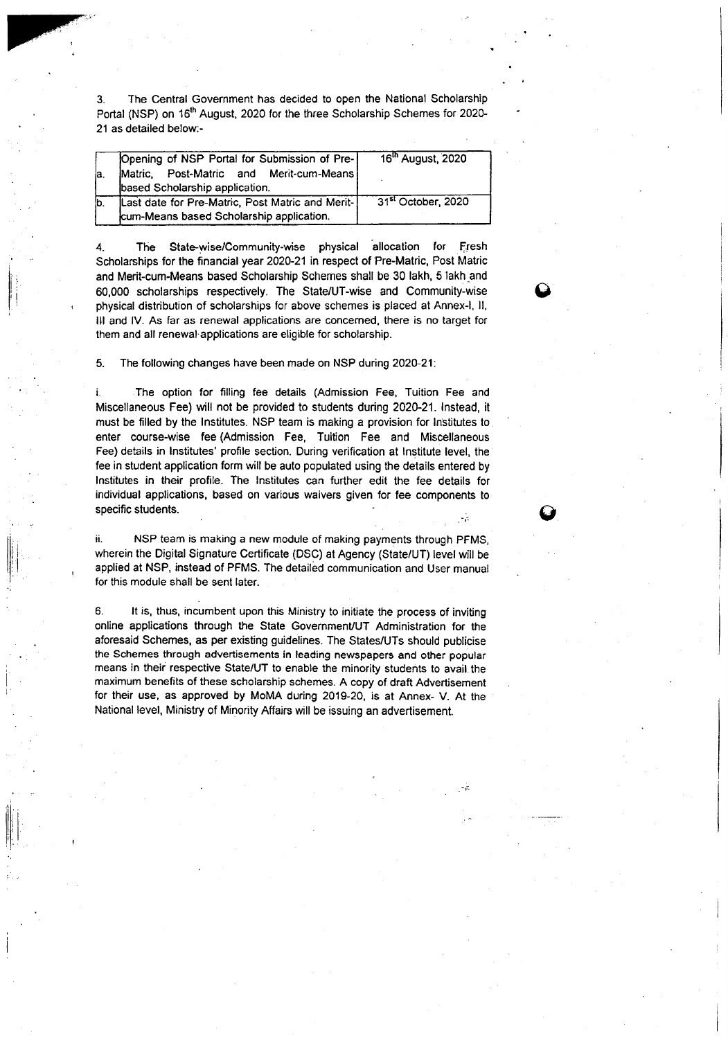3. The Central Government has decided to open the National Scholarship Portal (NSP) on 16th August, 2020 for the three Scholarship Schemes for 2020-21 as detailed below:-

| | | |
|---|---|---|
| a. | Opening of NSP Portal for Submission of Pre-Matric, Post-Matric and Merit-cum-Means based Scholarship application. | 16th August, 2020 |
| b. | Last date for Pre-Matric, Post Matric and Merit-cum-Means based Scholarship application. | 31st October, 2020 |

4. The State-wise/Community-wise physical allocation for Fresh Scholarships for the financial year 2020-21 in respect of Pre-Matric, Post Matric and Merit-cum-Means based Scholarship Schemes shall be 30 lakh, 5 lakh and 60,000 scholarships respectively. The State/UT-wise and Community-wise physical distribution of scholarships for above schemes is placed at Annex-I, II, III and IV. As far as renewal applications are concerned, there is no target for them and all renewal applications are eligible for scholarship.

5. The following changes have been made on NSP during 2020-21:

i. The option for filling fee details (Admission Fee, Tuition Fee and Miscellaneous Fee) will not be provided to students during 2020-21. Instead, it must be filled by the Institutes. NSP team is making a provision for Institutes to enter course-wise fee (Admission Fee, Tuition Fee and Miscellaneous Fee) details in Institutes' profile section. During verification at Institute level, the fee in student application form will be auto populated using the details entered by Institutes in their profile. The Institutes can further edit the fee details for individual applications, based on various waivers given for fee components to specific students.

ii. NSP team is making a new module of making payments through PFMS, wherein the Digital Signature Certificate (DSC) at Agency (State/UT) level will be applied at NSP, instead of PFMS. The detailed communication and User manual for this module shall be sent later.

6. It is, thus, incumbent upon this Ministry to initiate the process of inviting online applications through the State Government/UT Administration for the aforesaid Schemes, as per existing guidelines. The States/UTs should publicise the Schemes through advertisements in leading newspapers and other popular means in their respective State/UT to enable the minority students to avail the maximum benefits of these scholarship schemes. A copy of draft Advertisement for their use, as approved by MoMA during 2019-20, is at Annex- V. At the National level, Ministry of Minority Affairs will be issuing an advertisement.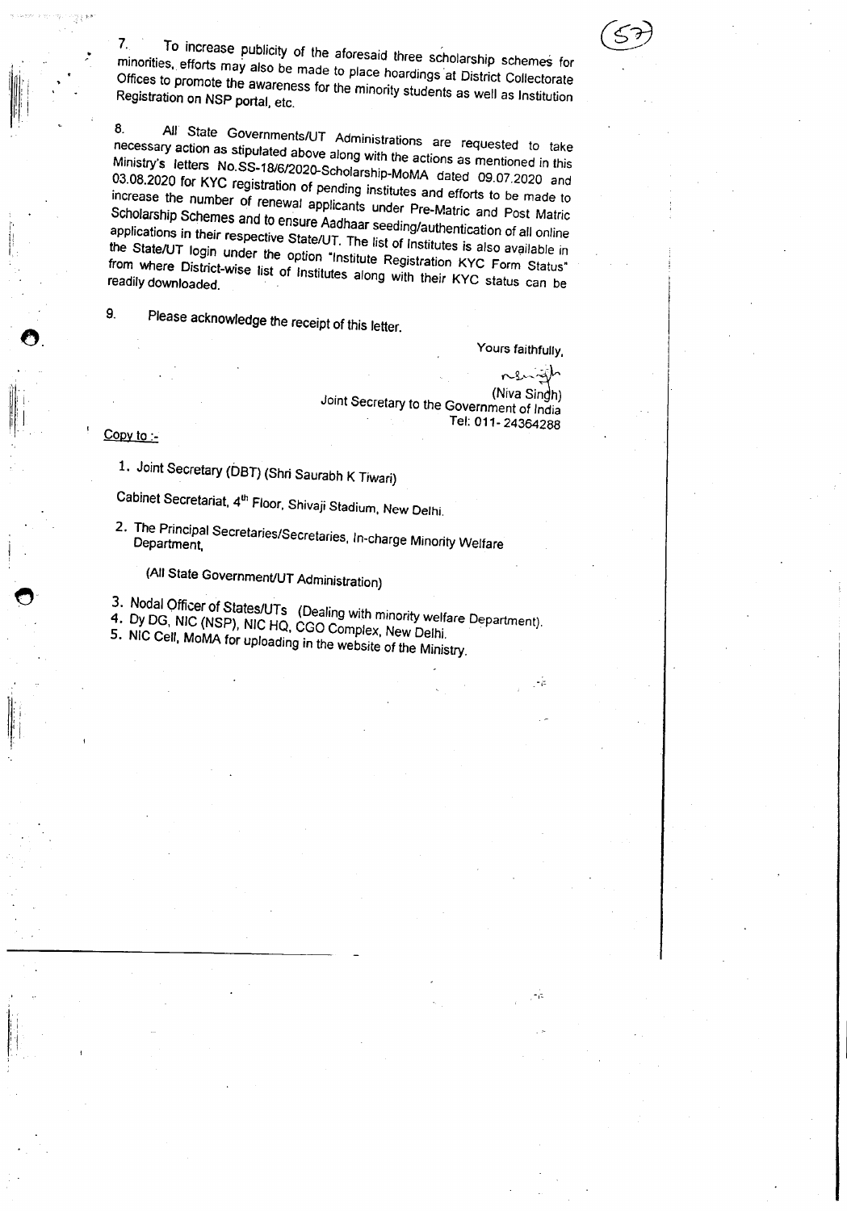7. To increase publicity of the aforesaid three scholarship schemes for minorities, efforts may also be made to place hoardings at District Collectorate Offices to promote the awareness for the minority students as well as Institution Registration on NSP portal, etc.

8. All State Governments/UT Administrations are requested to take necessary action as stipulated above along with the actions as mentioned in this Ministry's letters No.SS-18/6/2020-Scholarship-MoMA dated 09.07.2020 and 03.08.2020 for KYC registration of pending institutes and efforts to be made to increase the number of renewal applicants under Pre-Matric and Post Matric Scholarship Schemes and to ensure Aadhaar seeding/authentication of all online applications in their respective State/UT. The list of Institutes is also available in the State/UT login under the option "Institute Registration KYC Form Status" from where District-wise list of Institutes along with their KYC status can be readily downloaded.

9. Please acknowledge the receipt of this letter.

Yours faithfully,

(Niva Singh)
Joint Secretary to the Government of India
Tel: 011- 24364288

Copy to :-

1. Joint Secretary (DBT) (Shri Saurabh K Tiwari)

   Cabinet Secretariat, 4th Floor, Shivaji Stadium, New Delhi.

2. The Principal Secretaries/Secretaries, In-charge Minority Welfare Department,

   (All State Government/UT Administration)

3. Nodal Officer of States/UTs (Dealing with minority welfare Department).
4. Dy DG, NIC (NSP), NIC HQ, CGO Complex, New Delhi.
5. NIC Cell, MoMA for uploading in the website of the Ministry.